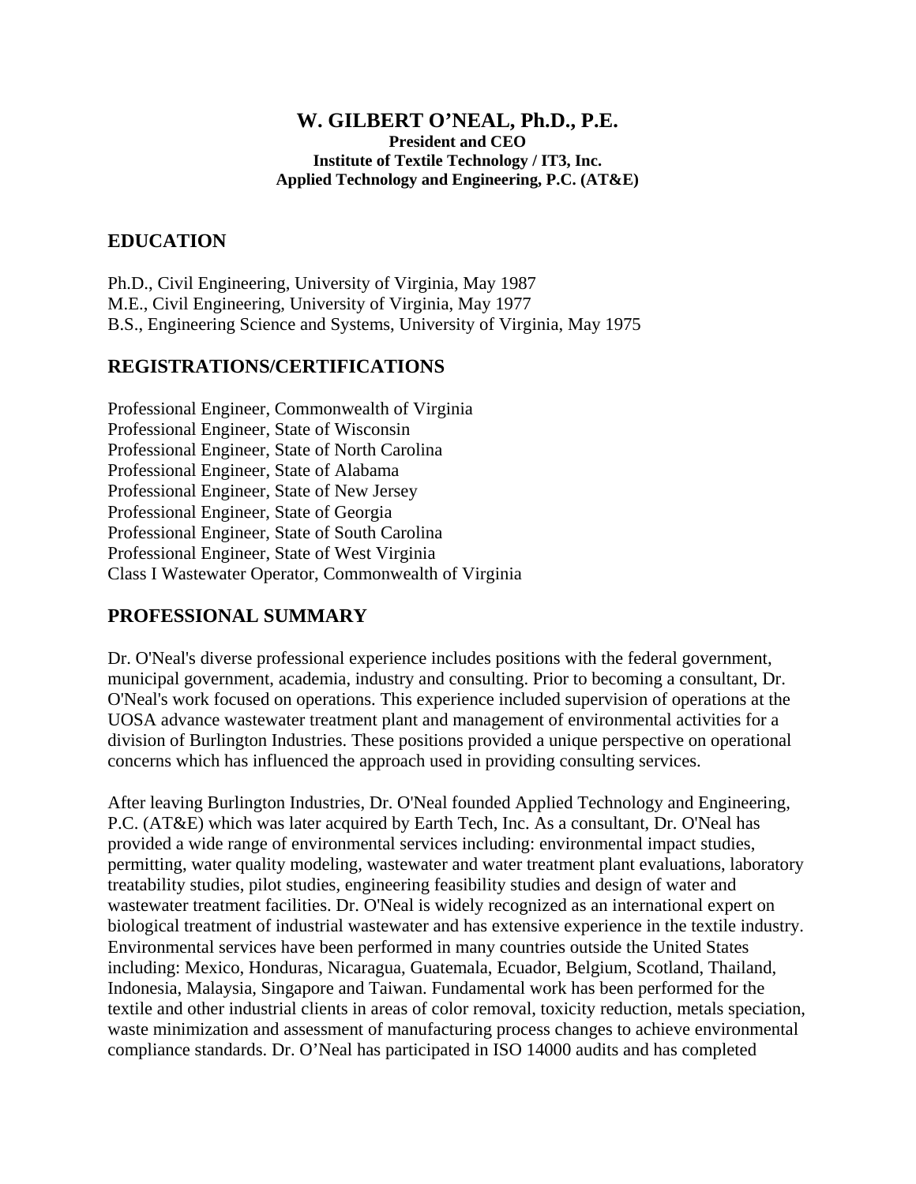# W. GILBERT O'NEAL, Ph.D., P.E.

**President and CEO**
**Institute of Textile Technology / IT3, Inc.**
**Applied Technology and Engineering, P.C. (AT&E)**

## EDUCATION

Ph.D., Civil Engineering, University of Virginia, May 1987
M.E., Civil Engineering, University of Virginia, May 1977
B.S., Engineering Science and Systems, University of Virginia, May 1975

## REGISTRATIONS/CERTIFICATIONS

Professional Engineer, Commonwealth of Virginia
Professional Engineer, State of Wisconsin
Professional Engineer, State of North Carolina
Professional Engineer, State of Alabama
Professional Engineer, State of New Jersey
Professional Engineer, State of Georgia
Professional Engineer, State of South Carolina
Professional Engineer, State of West Virginia
Class I Wastewater Operator, Commonwealth of Virginia

## PROFESSIONAL SUMMARY

Dr. O'Neal's diverse professional experience includes positions with the federal government, municipal government, academia, industry and consulting. Prior to becoming a consultant, Dr. O'Neal's work focused on operations. This experience included supervision of operations at the UOSA advance wastewater treatment plant and management of environmental activities for a division of Burlington Industries. These positions provided a unique perspective on operational concerns which has influenced the approach used in providing consulting services.

After leaving Burlington Industries, Dr. O'Neal founded Applied Technology and Engineering, P.C. (AT&E) which was later acquired by Earth Tech, Inc. As a consultant, Dr. O'Neal has provided a wide range of environmental services including: environmental impact studies, permitting, water quality modeling, wastewater and water treatment plant evaluations, laboratory treatability studies, pilot studies, engineering feasibility studies and design of water and wastewater treatment facilities. Dr. O'Neal is widely recognized as an international expert on biological treatment of industrial wastewater and has extensive experience in the textile industry. Environmental services have been performed in many countries outside the United States including: Mexico, Honduras, Nicaragua, Guatemala, Ecuador, Belgium, Scotland, Thailand, Indonesia, Malaysia, Singapore and Taiwan. Fundamental work has been performed for the textile and other industrial clients in areas of color removal, toxicity reduction, metals speciation, waste minimization and assessment of manufacturing process changes to achieve environmental compliance standards. Dr. O'Neal has participated in ISO 14000 audits and has completed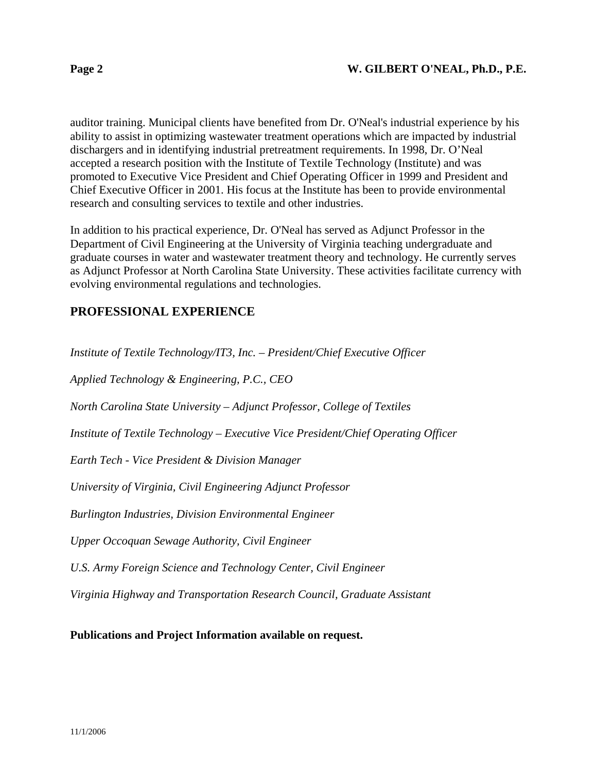auditor training. Municipal clients have benefited from Dr. O'Neal's industrial experience by his ability to assist in optimizing wastewater treatment operations which are impacted by industrial dischargers and in identifying industrial pretreatment requirements. In 1998, Dr. O'Neal accepted a research position with the Institute of Textile Technology (Institute) and was promoted to Executive Vice President and Chief Operating Officer in 1999 and President and Chief Executive Officer in 2001. His focus at the Institute has been to provide environmental research and consulting services to textile and other industries.

In addition to his practical experience, Dr. O'Neal has served as Adjunct Professor in the Department of Civil Engineering at the University of Virginia teaching undergraduate and graduate courses in water and wastewater treatment theory and technology. He currently serves as Adjunct Professor at North Carolina State University. These activities facilitate currency with evolving environmental regulations and technologies.

## PROFESSIONAL EXPERIENCE

*Institute of Textile Technology/IT3, Inc. – President/Chief Executive Officer*

*Applied Technology & Engineering, P.C., CEO*

*North Carolina State University – Adjunct Professor, College of Textiles*

*Institute of Textile Technology – Executive Vice President/Chief Operating Officer*

*Earth Tech - Vice President & Division Manager*

*University of Virginia, Civil Engineering Adjunct Professor*

*Burlington Industries, Division Environmental Engineer*

*Upper Occoquan Sewage Authority, Civil Engineer*

*U.S. Army Foreign Science and Technology Center, Civil Engineer*

*Virginia Highway and Transportation Research Council, Graduate Assistant*

**Publications and Project Information available on request.**

11/1/2006